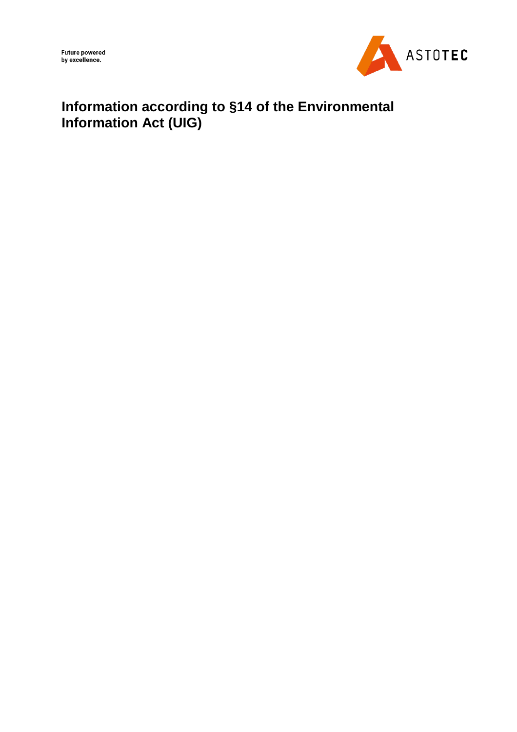Future powered
by excellence.

ASTOTEC

# Information according to §14 of the Environmental Information Act (UIG)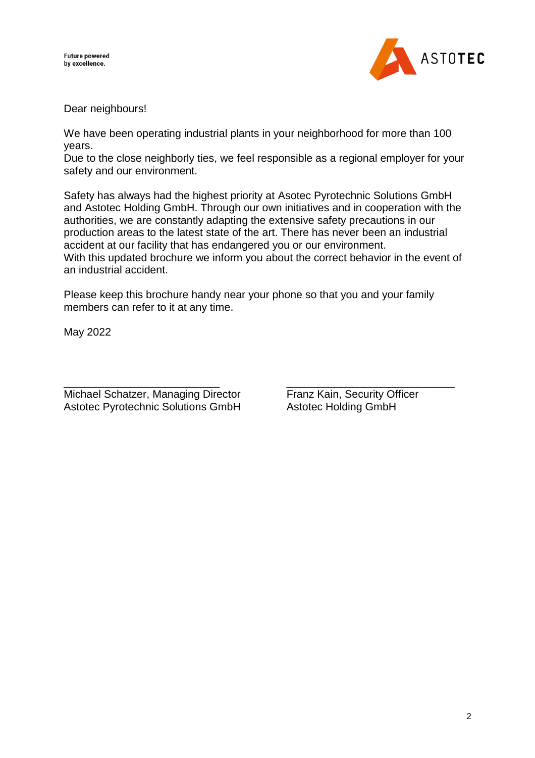Future powered
by excellence.

Dear neighbours!

We have been operating industrial plants in your neighborhood for more than 100 years.
Due to the close neighborly ties, we feel responsible as a regional employer for your safety and our environment.

Safety has always had the highest priority at Asotec Pyrotechnic Solutions GmbH and Astotec Holding GmbH. Through our own initiatives and in cooperation with the authorities, we are constantly adapting the extensive safety precautions in our production areas to the latest state of the art. There has never been an industrial accident at our facility that has endangered you or our environment.
With this updated brochure we inform you about the correct behavior in the event of an industrial accident.

Please keep this brochure handy near your phone so that you and your family members can refer to it at any time.

May 2022

| ___________________________ | ___________________________ |
| --- | --- |
| Michael Schatzer, Managing Director<br>Astotec Pyrotechnic Solutions GmbH | Franz Kain, Security Officer<br>Astotec Holding GmbH |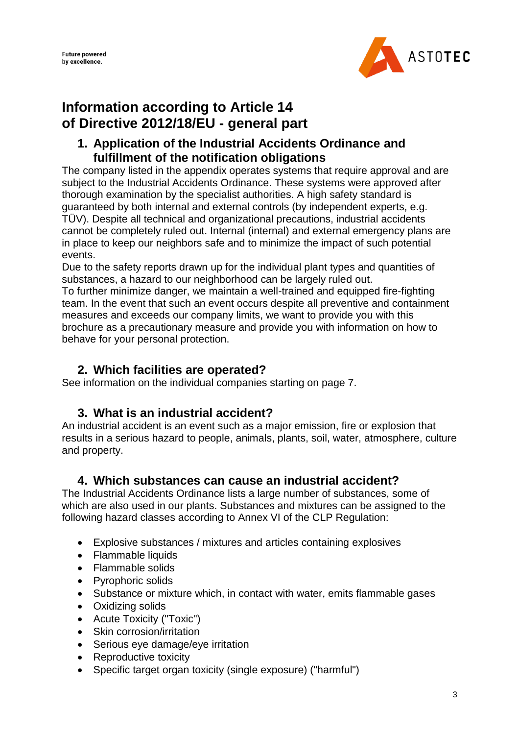# Information according to Article 14 of Directive 2012/18/EU - general part

## 1. Application of the Industrial Accidents Ordinance and fulfillment of the notification obligations

The company listed in the appendix operates systems that require approval and are subject to the Industrial Accidents Ordinance. These systems were approved after thorough examination by the specialist authorities. A high safety standard is guaranteed by both internal and external controls (by independent experts, e.g. TÜV). Despite all technical and organizational precautions, industrial accidents cannot be completely ruled out. Internal (internal) and external emergency plans are in place to keep our neighbors safe and to minimize the impact of such potential events.

Due to the safety reports drawn up for the individual plant types and quantities of substances, a hazard to our neighborhood can be largely ruled out.

To further minimize danger, we maintain a well-trained and equipped fire-fighting team. In the event that such an event occurs despite all preventive and containment measures and exceeds our company limits, we want to provide you with this brochure as a precautionary measure and provide you with information on how to behave for your personal protection.

## 2. Which facilities are operated?

See information on the individual companies starting on page 7.

## 3. What is an industrial accident?

An industrial accident is an event such as a major emission, fire or explosion that results in a serious hazard to people, animals, plants, soil, water, atmosphere, culture and property.

## 4. Which substances can cause an industrial accident?

The Industrial Accidents Ordinance lists a large number of substances, some of which are also used in our plants. Substances and mixtures can be assigned to the following hazard classes according to Annex VI of the CLP Regulation:

- Explosive substances / mixtures and articles containing explosives
- Flammable liquids
- Flammable solids
- Pyrophoric solids
- Substance or mixture which, in contact with water, emits flammable gases
- Oxidizing solids
- Acute Toxicity ("Toxic")
- Skin corrosion/irritation
- Serious eye damage/eye irritation
- Reproductive toxicity
- Specific target organ toxicity (single exposure) ("harmful")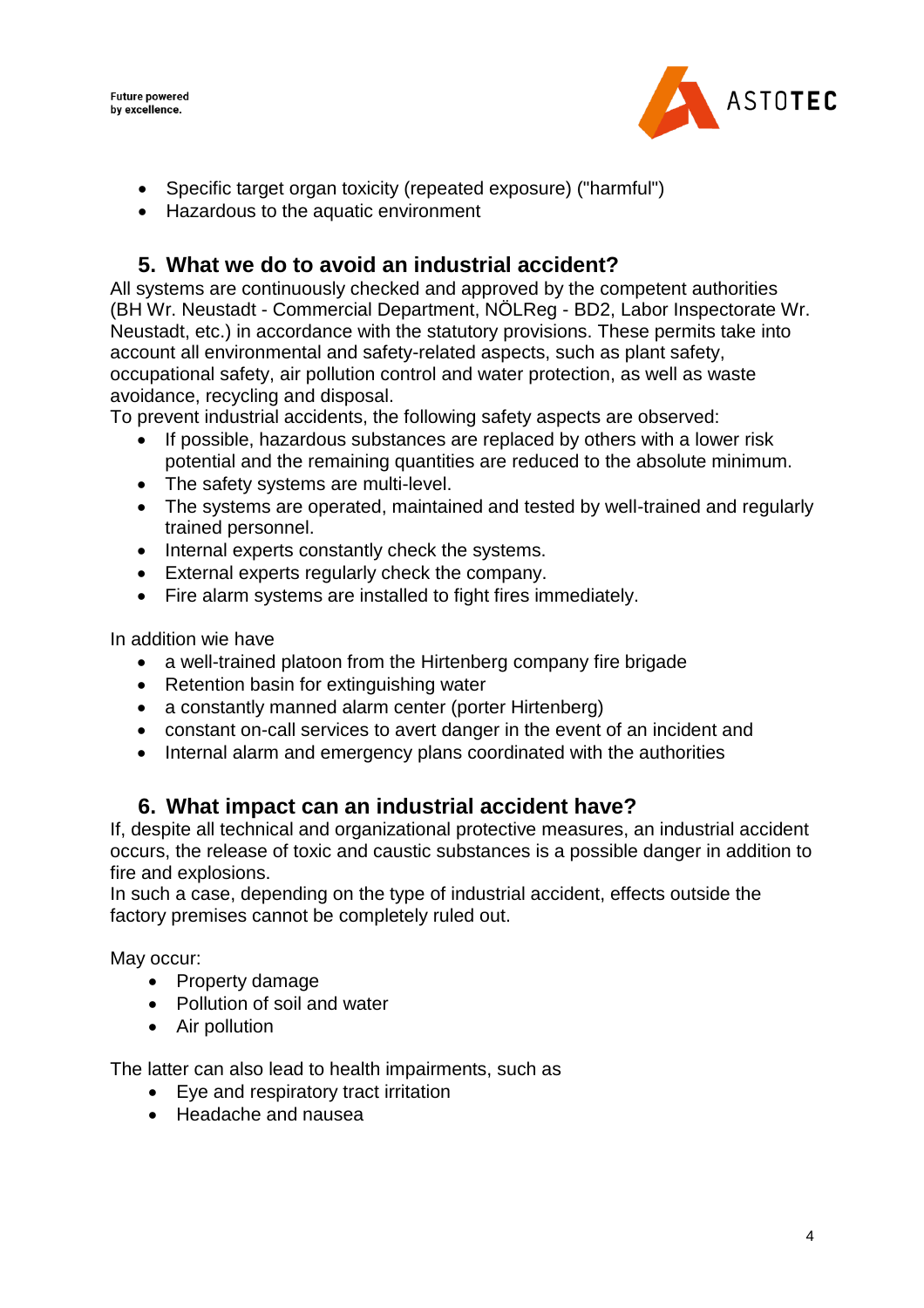- Specific target organ toxicity (repeated exposure) ("harmful")
- Hazardous to the aquatic environment

## 5. What we do to avoid an industrial accident?

All systems are continuously checked and approved by the competent authorities (BH Wr. Neustadt - Commercial Department, NÖLReg - BD2, Labor Inspectorate Wr. Neustadt, etc.) in accordance with the statutory provisions. These permits take into account all environmental and safety-related aspects, such as plant safety, occupational safety, air pollution control and water protection, as well as waste avoidance, recycling and disposal.
To prevent industrial accidents, the following safety aspects are observed:

- If possible, hazardous substances are replaced by others with a lower risk potential and the remaining quantities are reduced to the absolute minimum.
- The safety systems are multi-level.
- The systems are operated, maintained and tested by well-trained and regularly trained personnel.
- Internal experts constantly check the systems.
- External experts regularly check the company.
- Fire alarm systems are installed to fight fires immediately.

In addition wie have

- a well-trained platoon from the Hirtenberg company fire brigade
- Retention basin for extinguishing water
- a constantly manned alarm center (porter Hirtenberg)
- constant on-call services to avert danger in the event of an incident and
- Internal alarm and emergency plans coordinated with the authorities

## 6. What impact can an industrial accident have?

If, despite all technical and organizational protective measures, an industrial accident occurs, the release of toxic and caustic substances is a possible danger in addition to fire and explosions.
In such a case, depending on the type of industrial accident, effects outside the factory premises cannot be completely ruled out.

May occur:

- Property damage
- Pollution of soil and water
- Air pollution

The latter can also lead to health impairments, such as

- Eye and respiratory tract irritation
- Headache and nausea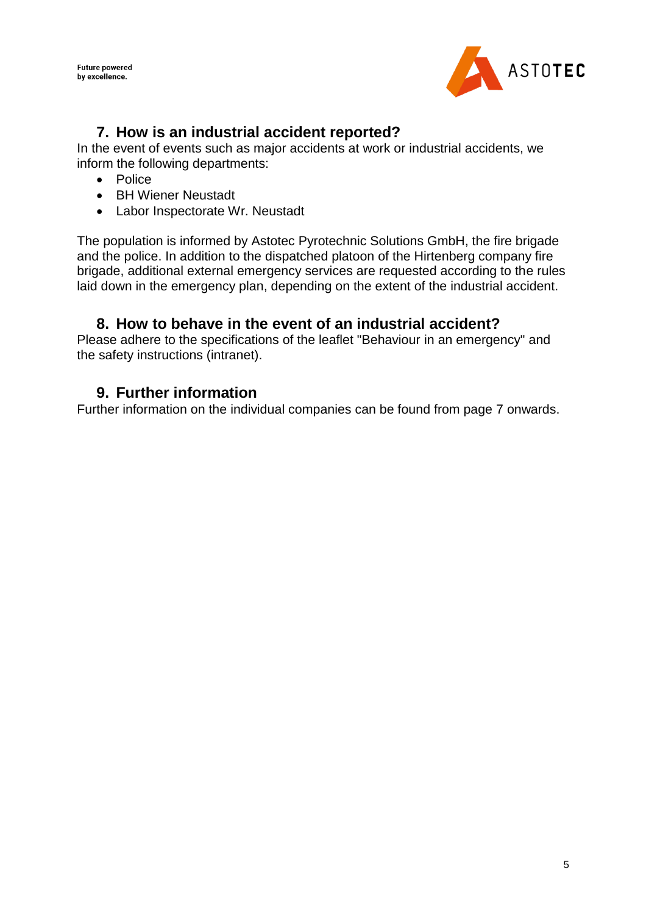## 7. How is an industrial accident reported?

In the event of events such as major accidents at work or industrial accidents, we inform the following departments:

- Police
- BH Wiener Neustadt
- Labor Inspectorate Wr. Neustadt

The population is informed by Astotec Pyrotechnic Solutions GmbH, the fire brigade and the police. In addition to the dispatched platoon of the Hirtenberg company fire brigade, additional external emergency services are requested according to the rules laid down in the emergency plan, depending on the extent of the industrial accident.

## 8. How to behave in the event of an industrial accident?

Please adhere to the specifications of the leaflet "Behaviour in an emergency" and the safety instructions (intranet).

## 9. Further information

Further information on the individual companies can be found from page 7 onwards.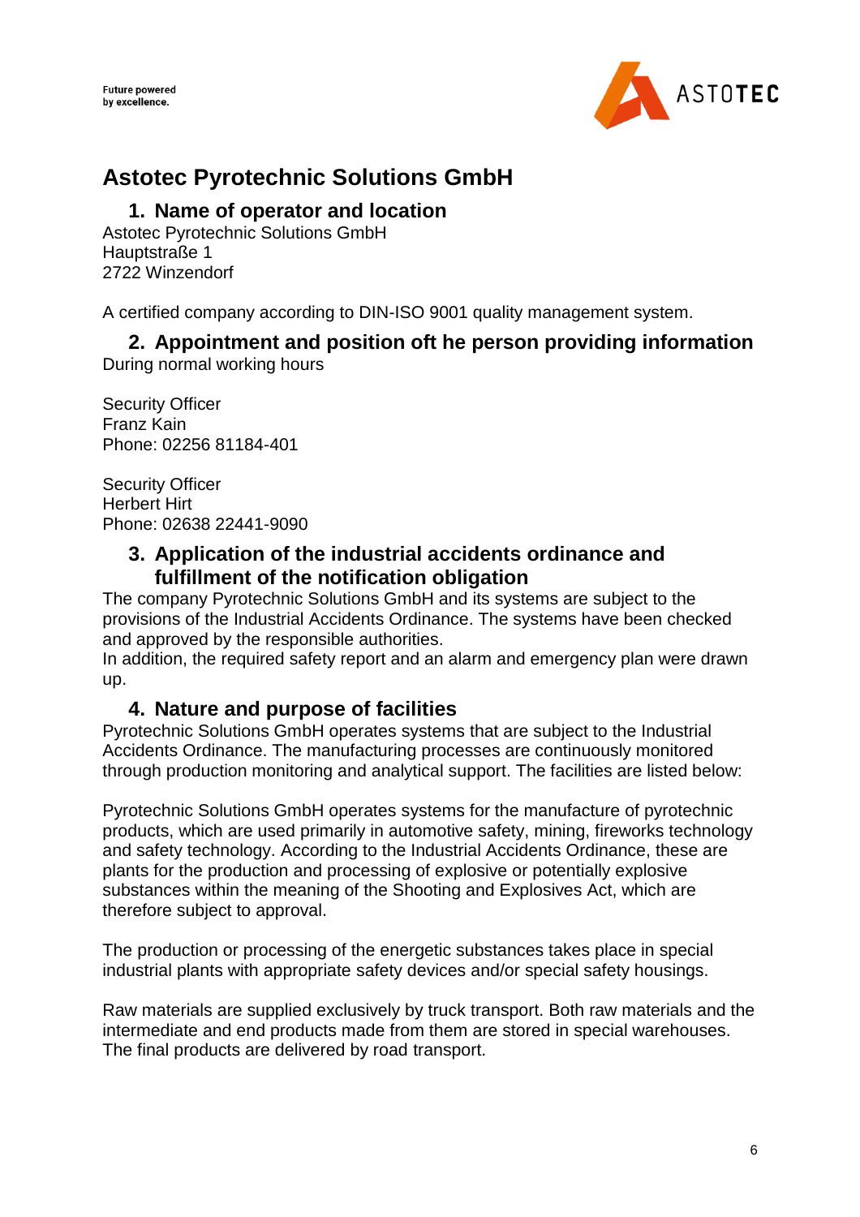# Astotec Pyrotechnic Solutions GmbH

## 1. Name of operator and location

Astotec Pyrotechnic Solutions GmbH
Hauptstraße 1
2722 Winzendorf

A certified company according to DIN-ISO 9001 quality management system.

## 2. Appointment and position oft he person providing information

During normal working hours

Security Officer
Franz Kain
Phone: 02256 81184-401

Security Officer
Herbert Hirt
Phone: 02638 22441-9090

## 3. Application of the industrial accidents ordinance and fulfillment of the notification obligation

The company Pyrotechnic Solutions GmbH and its systems are subject to the provisions of the Industrial Accidents Ordinance. The systems have been checked and approved by the responsible authorities.
In addition, the required safety report and an alarm and emergency plan were drawn up.

## 4. Nature and purpose of facilities

Pyrotechnic Solutions GmbH operates systems that are subject to the Industrial Accidents Ordinance. The manufacturing processes are continuously monitored through production monitoring and analytical support. The facilities are listed below:

Pyrotechnic Solutions GmbH operates systems for the manufacture of pyrotechnic products, which are used primarily in automotive safety, mining, fireworks technology and safety technology. According to the Industrial Accidents Ordinance, these are plants for the production and processing of explosive or potentially explosive substances within the meaning of the Shooting and Explosives Act, which are therefore subject to approval.

The production or processing of the energetic substances takes place in special industrial plants with appropriate safety devices and/or special safety housings.

Raw materials are supplied exclusively by truck transport. Both raw materials and the intermediate and end products made from them are stored in special warehouses. The final products are delivered by road transport.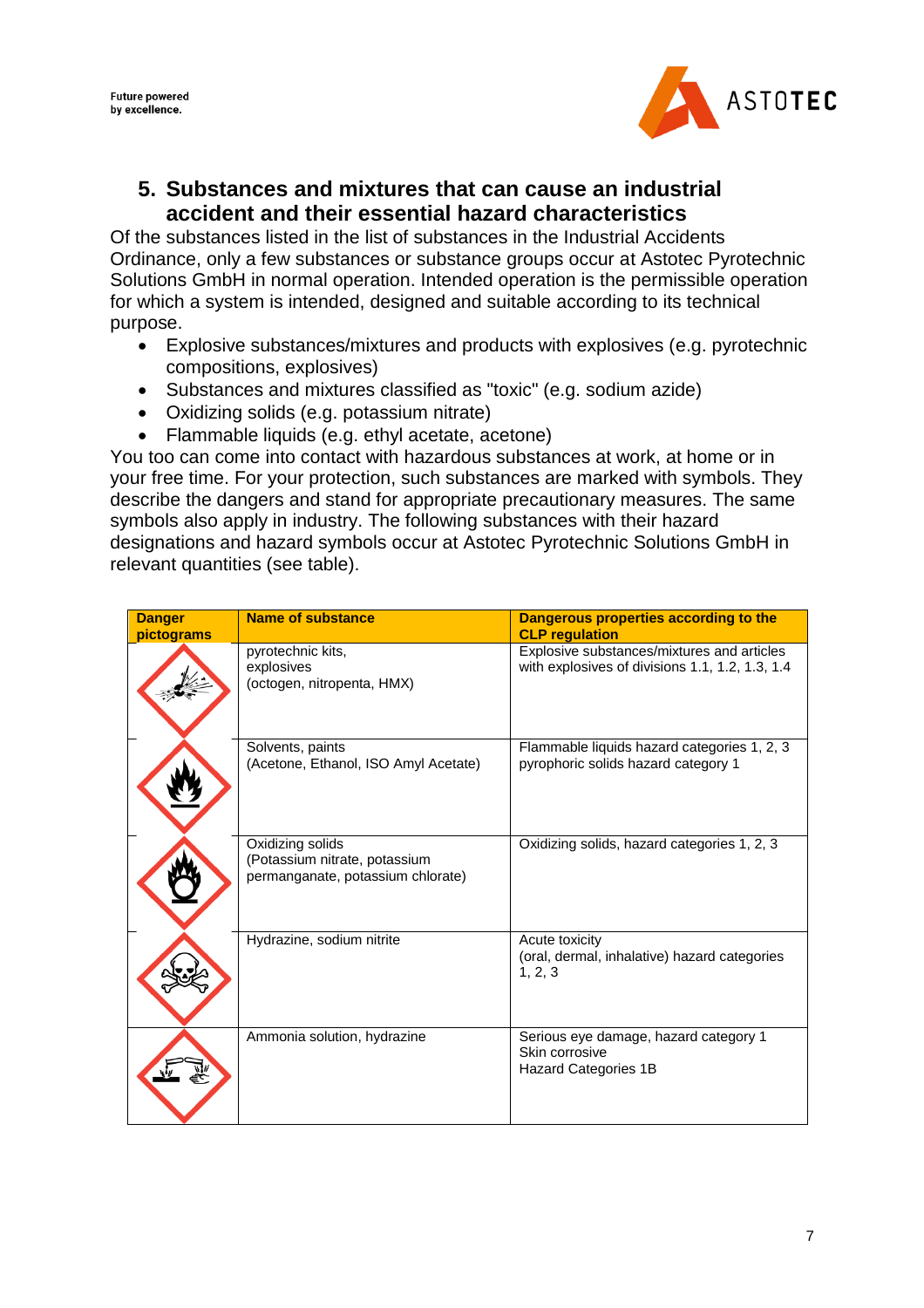## 5. Substances and mixtures that can cause an industrial accident and their essential hazard characteristics

Of the substances listed in the list of substances in the Industrial Accidents Ordinance, only a few substances or substance groups occur at Astotec Pyrotechnic Solutions GmbH in normal operation. Intended operation is the permissible operation for which a system is intended, designed and suitable according to its technical purpose.

- Explosive substances/mixtures and products with explosives (e.g. pyrotechnic compositions, explosives)
- Substances and mixtures classified as "toxic" (e.g. sodium azide)
- Oxidizing solids (e.g. potassium nitrate)
- Flammable liquids (e.g. ethyl acetate, acetone)

You too can come into contact with hazardous substances at work, at home or in your free time. For your protection, such substances are marked with symbols. They describe the dangers and stand for appropriate precautionary measures. The same symbols also apply in industry. The following substances with their hazard designations and hazard symbols occur at Astotec Pyrotechnic Solutions GmbH in relevant quantities (see table).

| Danger pictograms | Name of substance | Dangerous properties according to the CLP regulation |
|---|---|---|
| | pyrotechnic kits, explosives (octogen, nitropenta, HMX) | Explosive substances/mixtures and articles with explosives of divisions 1.1, 1.2, 1.3, 1.4 |
| | Solvents, paints (Acetone, Ethanol, ISO Amyl Acetate) | Flammable liquids hazard categories 1, 2, 3 pyrophoric solids hazard category 1 |
| | Oxidizing solids (Potassium nitrate, potassium permanganate, potassium chlorate) | Oxidizing solids, hazard categories 1, 2, 3 |
| | Hydrazine, sodium nitrite | Acute toxicity (oral, dermal, inhalative) hazard categories 1, 2, 3 |
| | Ammonia solution, hydrazine | Serious eye damage, hazard category 1 Skin corrosive Hazard Categories 1B |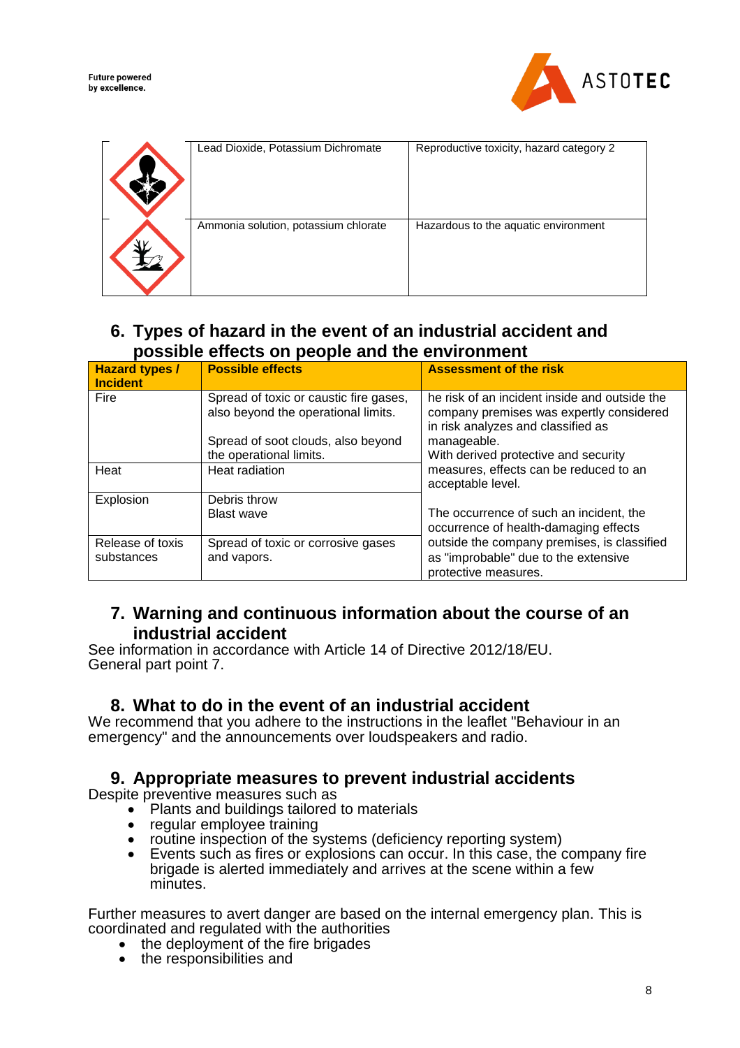|  | Lead Dioxide, Potassium Dichromate | Reproductive toxicity, hazard category 2 |
|---|---|---|
|  | Ammonia solution, potassium chlorate | Hazardous to the aquatic environment |

## 6. Types of hazard in the event of an industrial accident and possible effects on people and the environment

| Hazard types / Incident | Possible effects | Assessment of the risk |
|---|---|---|
| Fire | Spread of toxic or caustic fire gases, also beyond the operational limits.<br><br>Spread of soot clouds, also beyond the operational limits. | he risk of an incident inside and outside the company premises was expertly considered in risk analyzes and classified as manageable.<br>With derived protective and security measures, effects can be reduced to an acceptable level.<br><br>The occurrence of such an incident, the occurrence of health-damaging effects outside the company premises, is classified as "improbable" due to the extensive protective measures. |
| Heat | Heat radiation | |
| Explosion | Debris throw<br>Blast wave | |
| Release of toxis substances | Spread of toxic or corrosive gases and vapors. | |

## 7. Warning and continuous information about the course of an industrial accident

See information in accordance with Article 14 of Directive 2012/18/EU.
General part point 7.

## 8. What to do in the event of an industrial accident

We recommend that you adhere to the instructions in the leaflet "Behaviour in an emergency" and the announcements over loudspeakers and radio.

## 9. Appropriate measures to prevent industrial accidents

Despite preventive measures such as

- Plants and buildings tailored to materials
- regular employee training
- routine inspection of the systems (deficiency reporting system)
- Events such as fires or explosions can occur. In this case, the company fire brigade is alerted immediately and arrives at the scene within a few minutes.

Further measures to avert danger are based on the internal emergency plan. This is coordinated and regulated with the authorities

- the deployment of the fire brigades
- the responsibilities and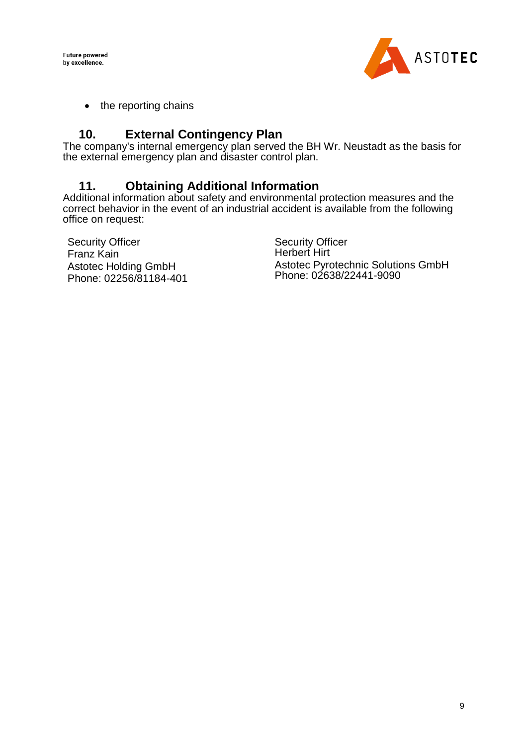- the reporting chains

## 10. External Contingency Plan

The company's internal emergency plan served the BH Wr. Neustadt as the basis for the external emergency plan and disaster control plan.

## 11. Obtaining Additional Information

Additional information about safety and environmental protection measures and the correct behavior in the event of an industrial accident is available from the following office on request:

Security Officer
Franz Kain
Astotec Holding GmbH
Phone: 02256/81184-401

Security Officer
Herbert Hirt
Astotec Pyrotechnic Solutions GmbH
Phone: 02638/22441-9090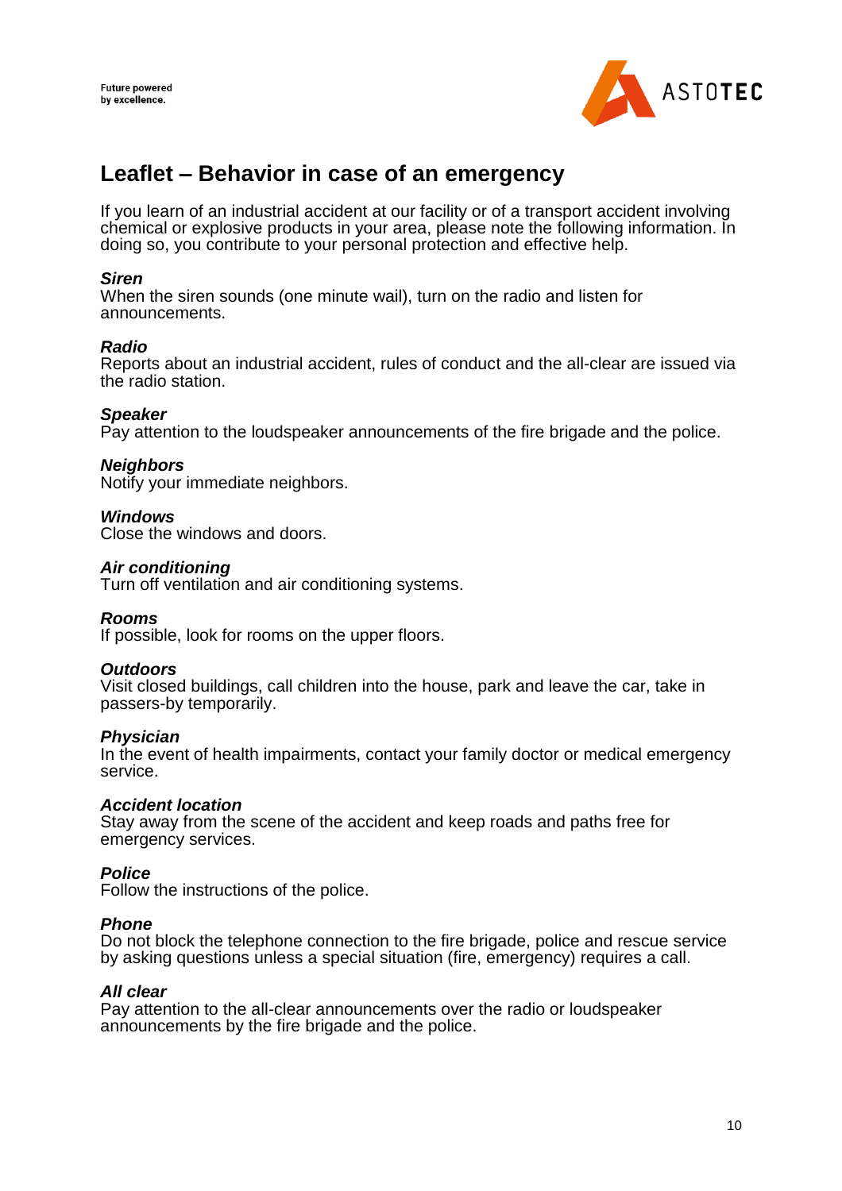Future powered
by excellence.

ASTOTEC

# Leaflet – Behavior in case of an emergency

If you learn of an industrial accident at our facility or of a transport accident involving chemical or explosive products in your area, please note the following information. In doing so, you contribute to your personal protection and effective help.

***Siren***
When the siren sounds (one minute wail), turn on the radio and listen for announcements.

***Radio***
Reports about an industrial accident, rules of conduct and the all-clear are issued via the radio station.

***Speaker***
Pay attention to the loudspeaker announcements of the fire brigade and the police.

***Neighbors***
Notify your immediate neighbors.

***Windows***
Close the windows and doors.

***Air conditioning***
Turn off ventilation and air conditioning systems.

***Rooms***
If possible, look for rooms on the upper floors.

***Outdoors***
Visit closed buildings, call children into the house, park and leave the car, take in passers-by temporarily.

***Physician***
In the event of health impairments, contact your family doctor or medical emergency service.

***Accident location***
Stay away from the scene of the accident and keep roads and paths free for emergency services.

***Police***
Follow the instructions of the police.

***Phone***
Do not block the telephone connection to the fire brigade, police and rescue service by asking questions unless a special situation (fire, emergency) requires a call.

***All clear***
Pay attention to the all-clear announcements over the radio or loudspeaker announcements by the fire brigade and the police.